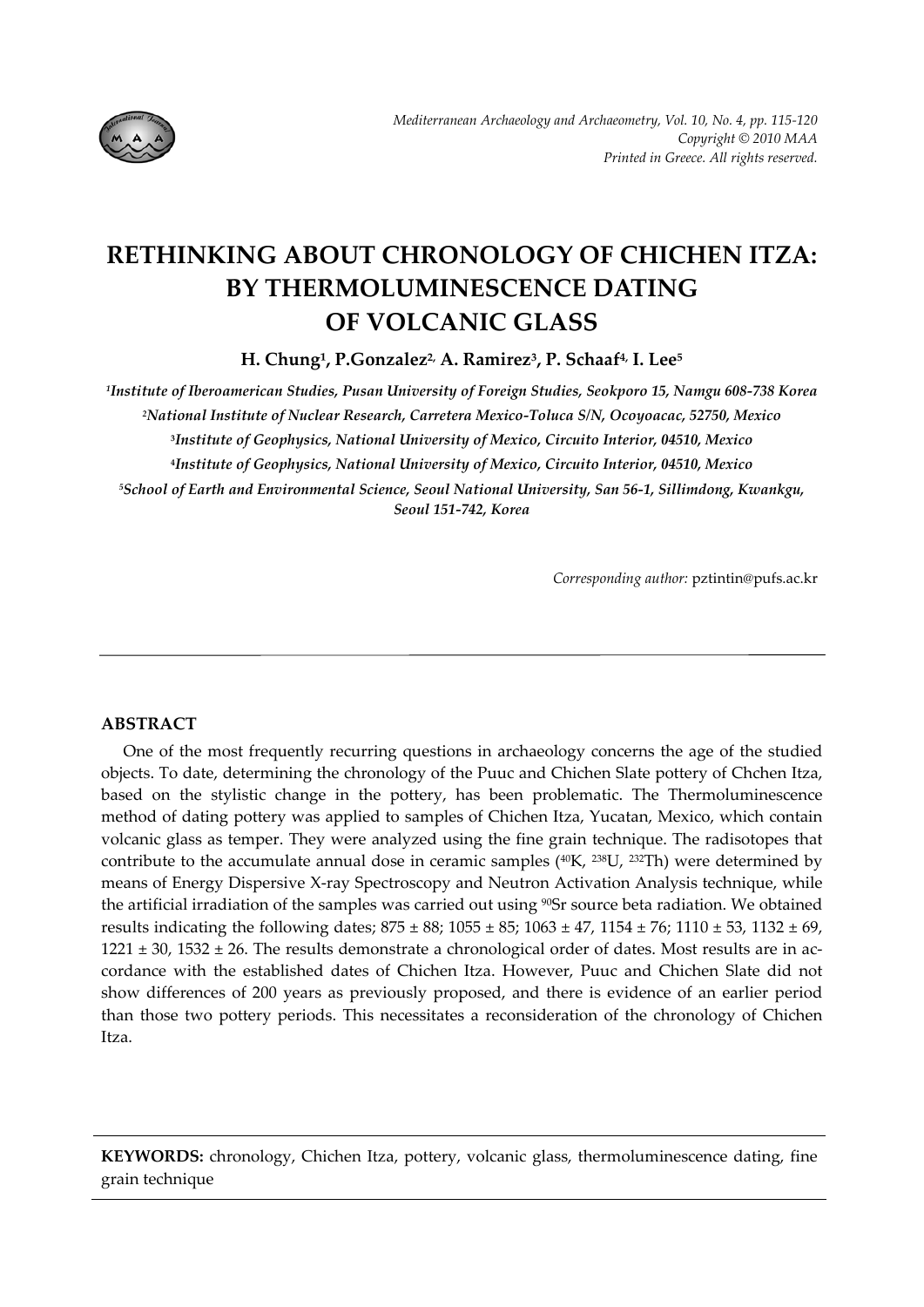# RETHINKING ABOUT CHRONOLOGY OF CHICHEN ITZA: BY THERMOLUMINESCENCE DATING OF VOLCANIC GLASS

**H. Chung[1], P.Gonzalez[2], A. Ramirez[3], P. Schaaf[4], I. Lee[5]**

*[1]Institute of Iberoamerican Studies, Pusan University of Foreign Studies, Seokporo 15, Namgu 608-738 Korea*
*[2]National Institute of Nuclear Research, Carretera Mexico-Toluca S/N, Ocoyoacac, 52750, Mexico*
*[3]Institute of Geophysics, National University of Mexico, Circuito Interior, 04510, Mexico*
*[4]Institute of Geophysics, National University of Mexico, Circuito Interior, 04510, Mexico*
*[5]School of Earth and Environmental Science, Seoul National University, San 56-1, Sillimdong, Kwankgu, Seoul 151-742, Korea*

*Corresponding author:* pztintin@pufs.ac.kr

## ABSTRACT

One of the most frequently recurring questions in archaeology concerns the age of the studied objects. To date, determining the chronology of the Puuc and Chichen Slate pottery of Chchen Itza, based on the stylistic change in the pottery, has been problematic. The Thermoluminescence method of dating pottery was applied to samples of Chichen Itza, Yucatan, Mexico, which contain volcanic glass as temper. They were analyzed using the fine grain technique. The radisotopes that contribute to the accumulate annual dose in ceramic samples ($^{40}K$, $^{238}U$, $^{232}Th$) were determined by means of Energy Dispersive X-ray Spectroscopy and Neutron Activation Analysis technique, while the artificial irradiation of the samples was carried out using $^{90}Sr$ source beta radiation. We obtained results indicating the following dates; 875 ± 88; 1055 ± 85; 1063 ± 47, 1154 ± 76; 1110 ± 53, 1132 ± 69, 1221 ± 30, 1532 ± 26. The results demonstrate a chronological order of dates. Most results are in accordance with the established dates of Chichen Itza. However, Puuc and Chichen Slate did not show differences of 200 years as previously proposed, and there is evidence of an earlier period than those two pottery periods. This necessitates a reconsideration of the chronology of Chichen Itza.

**KEYWORDS:** chronology, Chichen Itza, pottery, volcanic glass, thermoluminescence dating, fine grain technique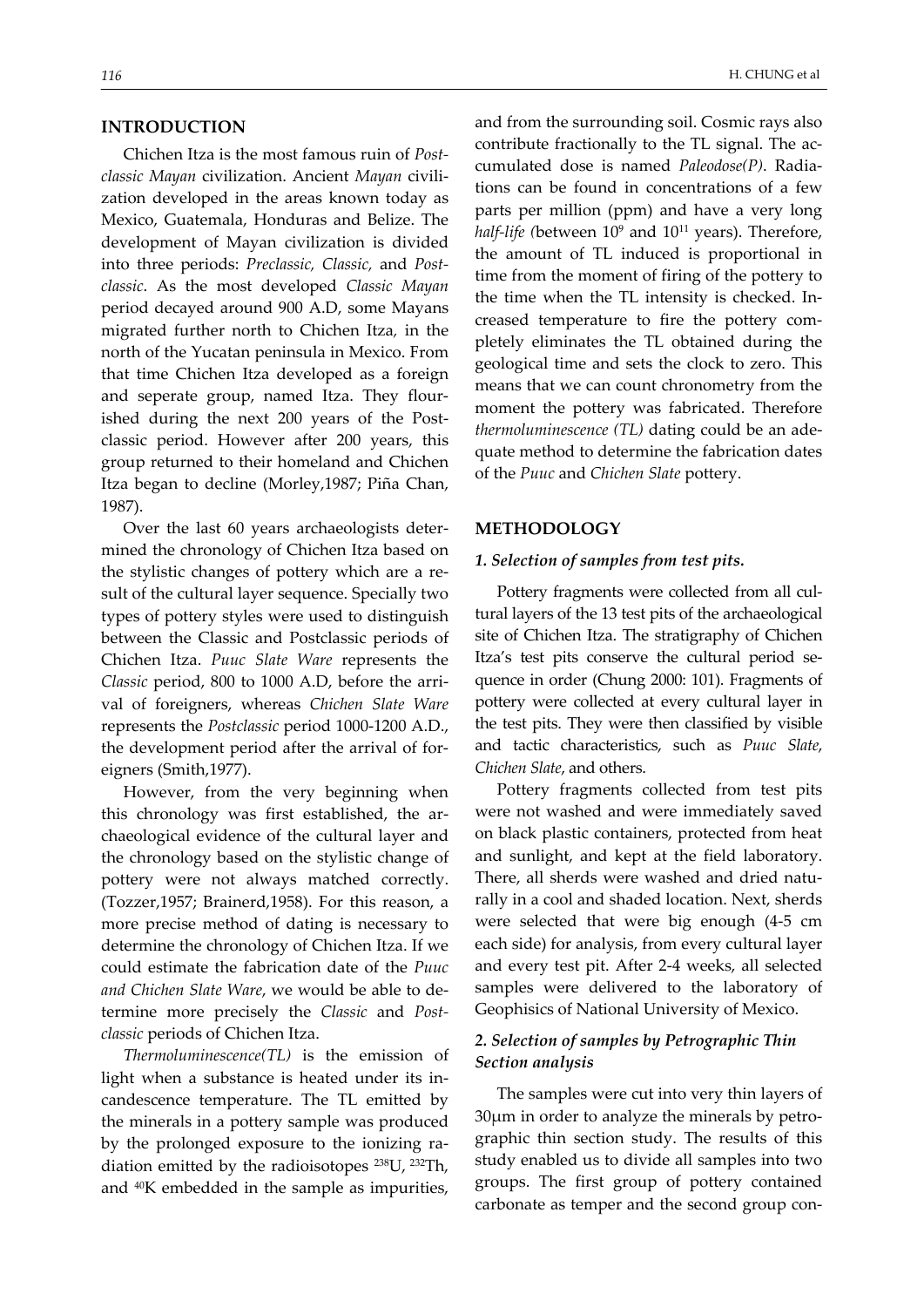## INTRODUCTION

Chichen Itza is the most famous ruin of *Postclassic Mayan* civilization. Ancient *Mayan* civilization developed in the areas known today as Mexico, Guatemala, Honduras and Belize. The development of Mayan civilization is divided into three periods: *Preclassic, Classic,* and *Postclassic*. As the most developed *Classic Mayan* period decayed around 900 A.D, some Mayans migrated further north to Chichen Itza, in the north of the Yucatan peninsula in Mexico. From that time Chichen Itza developed as a foreign and seperate group, named Itza. They flourished during the next 200 years of the Postclassic period. However after 200 years, this group returned to their homeland and Chichen Itza began to decline (Morley,1987; Piña Chan, 1987).

Over the last 60 years archaeologists determined the chronology of Chichen Itza based on the stylistic changes of pottery which are a result of the cultural layer sequence. Specially two types of pottery styles were used to distinguish between the Classic and Postclassic periods of Chichen Itza. *Puuc Slate Ware* represents the *Classic* period, 800 to 1000 A.D, before the arrival of foreigners, whereas *Chichen Slate Ware* represents the *Postclassic* period 1000-1200 A.D., the development period after the arrival of foreigners (Smith,1977).

However, from the very beginning when this chronology was first established, the archaeological evidence of the cultural layer and the chronology based on the stylistic change of pottery were not always matched correctly. (Tozzer,1957; Brainerd,1958). For this reason, a more precise method of dating is necessary to determine the chronology of Chichen Itza. If we could estimate the fabrication date of the *Puuc and Chichen Slate Ware*, we would be able to determine more precisely the *Classic* and *Postclassic* periods of Chichen Itza.

*Thermoluminescence(TL)* is the emission of light when a substance is heated under its incandescence temperature. The TL emitted by the minerals in a pottery sample was produced by the prolonged exposure to the ionizing radiation emitted by the radioisotopes $^{238}U$, $^{232}Th$, and $^{40}K$ embedded in the sample as impurities, and from the surrounding soil. Cosmic rays also contribute fractionally to the TL signal. The accumulated dose is named *Paleodose(P)*. Radiations can be found in concentrations of a few parts per million (ppm) and have a very long *half-life (*between $10^9$ and $10^{11}$ years). Therefore, the amount of TL induced is proportional in time from the moment of firing of the pottery to the time when the TL intensity is checked. Increased temperature to fire the pottery completely eliminates the TL obtained during the geological time and sets the clock to zero. This means that we can count chronometry from the moment the pottery was fabricated. Therefore *thermoluminescence (TL)* dating could be an adequate method to determine the fabrication dates of the *Puuc* and *Chichen Slate* pottery.

## METHODOLOGY

### *1. Selection of samples from test pits.*

Pottery fragments were collected from all cultural layers of the 13 test pits of the archaeological site of Chichen Itza. The stratigraphy of Chichen Itza's test pits conserve the cultural period sequence in order (Chung 2000: 101). Fragments of pottery were collected at every cultural layer in the test pits. They were then classified by visible and tactic characteristics, such as *Puuc Slate*, *Chichen Slate*, and others.

Pottery fragments collected from test pits were not washed and were immediately saved on black plastic containers, protected from heat and sunlight, and kept at the field laboratory. There, all sherds were washed and dried naturally in a cool and shaded location. Next, sherds were selected that were big enough (4-5 cm each side) for analysis, from every cultural layer and every test pit. After 2-4 weeks, all selected samples were delivered to the laboratory of Geophisics of National University of Mexico.

### *2. Selection of samples by Petrographic Thin Section analysis*

The samples were cut into very thin layers of 30μm in order to analyze the minerals by petrographic thin section study. The results of this study enabled us to divide all samples into two groups. The first group of pottery contained carbonate as temper and the second group con-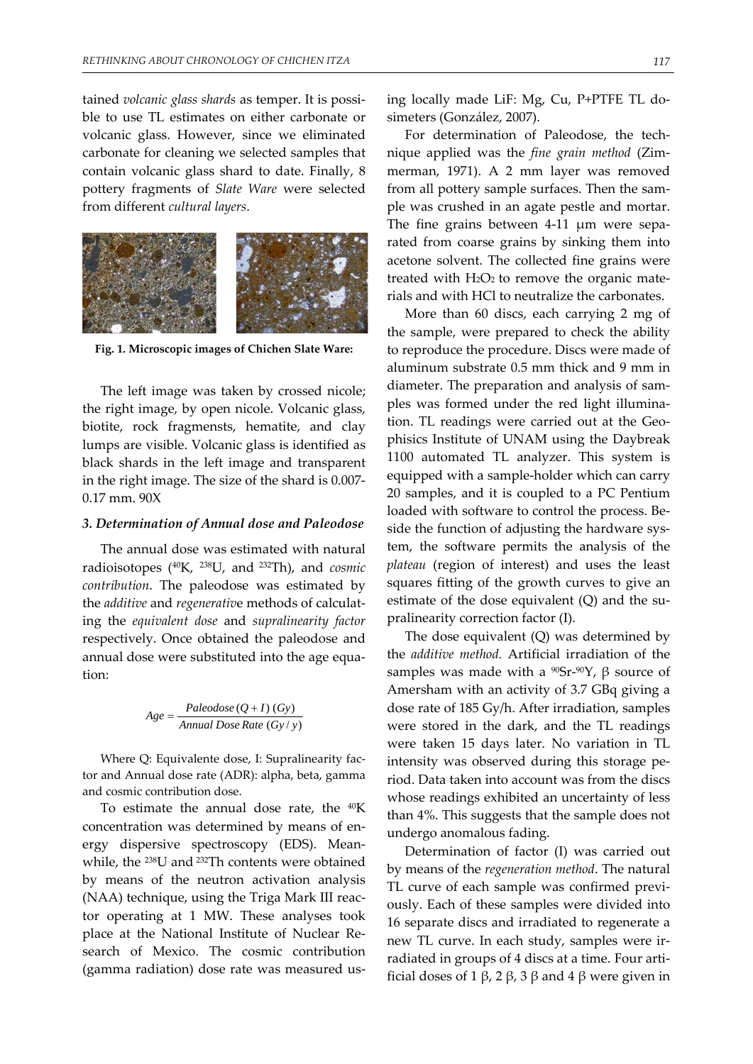tained *volcanic glass shards* as temper. It is possible to use TL estimates on either carbonate or volcanic glass. However, since we eliminated carbonate for cleaning we selected samples that contain volcanic glass shard to date. Finally, 8 pottery fragments of *Slate Ware* were selected from different *cultural layers*.

**Fig. 1. Microscopic images of Chichen Slate Ware:**

The left image was taken by crossed nicole; the right image, by open nicole. Volcanic glass, biotite, rock fragmensts, hematite, and clay lumps are visible. Volcanic glass is identified as black shards in the left image and transparent in the right image. The size of the shard is 0.007-0.17 mm. 90X

### *3. Determination of Annual dose and Paleodose*

The annual dose was estimated with natural radioisotopes ($^{40}K$, $^{238}U$, and $^{232}Th$), and *cosmic contribution*. The paleodose was estimated by the *additive* and *regenerative* methods of calculating the *equivalent dose* and *supralinearity factor* respectively. Once obtained the paleodose and annual dose were substituted into the age equation:

$$Age = \frac{Paleodose\,(Q + I)\,(Gy)}{Annual\ Dose\ Rate\ (Gy/y)}$$

Where Q: Equivalente dose, I: Supralinearity factor and Annual dose rate (ADR): alpha, beta, gamma and cosmic contribution dose.

To estimate the annual dose rate, the $^{40}K$ concentration was determined by means of energy dispersive spectroscopy (EDS). Meanwhile, the $^{238}U$ and $^{232}Th$ contents were obtained by means of the neutron activation analysis (NAA) technique, using the Triga Mark III reactor operating at 1 MW. These analyses took place at the National Institute of Nuclear Research of Mexico. The cosmic contribution (gamma radiation) dose rate was measured using locally made LiF: Mg, Cu, P+PTFE TL dosimeters (González, 2007).

For determination of Paleodose, the technique applied was the *fine grain method* (Zimmerman, 1971). A 2 mm layer was removed from all pottery sample surfaces. Then the sample was crushed in an agate pestle and mortar. The fine grains between 4-11 μm were separated from coarse grains by sinking them into acetone solvent. The collected fine grains were treated with $H_2O_2$ to remove the organic materials and with HCl to neutralize the carbonates.

More than 60 discs, each carrying 2 mg of the sample, were prepared to check the ability to reproduce the procedure. Discs were made of aluminum substrate 0.5 mm thick and 9 mm in diameter. The preparation and analysis of samples was formed under the red light illumination. TL readings were carried out at the Geophisics Institute of UNAM using the Daybreak 1100 automated TL analyzer. This system is equipped with a sample-holder which can carry 20 samples, and it is coupled to a PC Pentium loaded with software to control the process. Beside the function of adjusting the hardware system, the software permits the analysis of the *plateau* (region of interest) and uses the least squares fitting of the growth curves to give an estimate of the dose equivalent (Q) and the supralinearity correction factor (I).

The dose equivalent (Q) was determined by the *additive method.* Artificial irradiation of the samples was made with a $^{90}Sr$-$^{90}Y$, β source of Amersham with an activity of 3.7 GBq giving a dose rate of 185 Gy/h. After irradiation, samples were stored in the dark, and the TL readings were taken 15 days later. No variation in TL intensity was observed during this storage period. Data taken into account was from the discs whose readings exhibited an uncertainty of less than 4%. This suggests that the sample does not undergo anomalous fading.

Determination of factor (I) was carried out by means of the *regeneration method*. The natural TL curve of each sample was confirmed previously. Each of these samples were divided into 16 separate discs and irradiated to regenerate a new TL curve. In each study, samples were irradiated in groups of 4 discs at a time. Four artificial doses of 1 β, 2 β, 3 β and 4 β were given in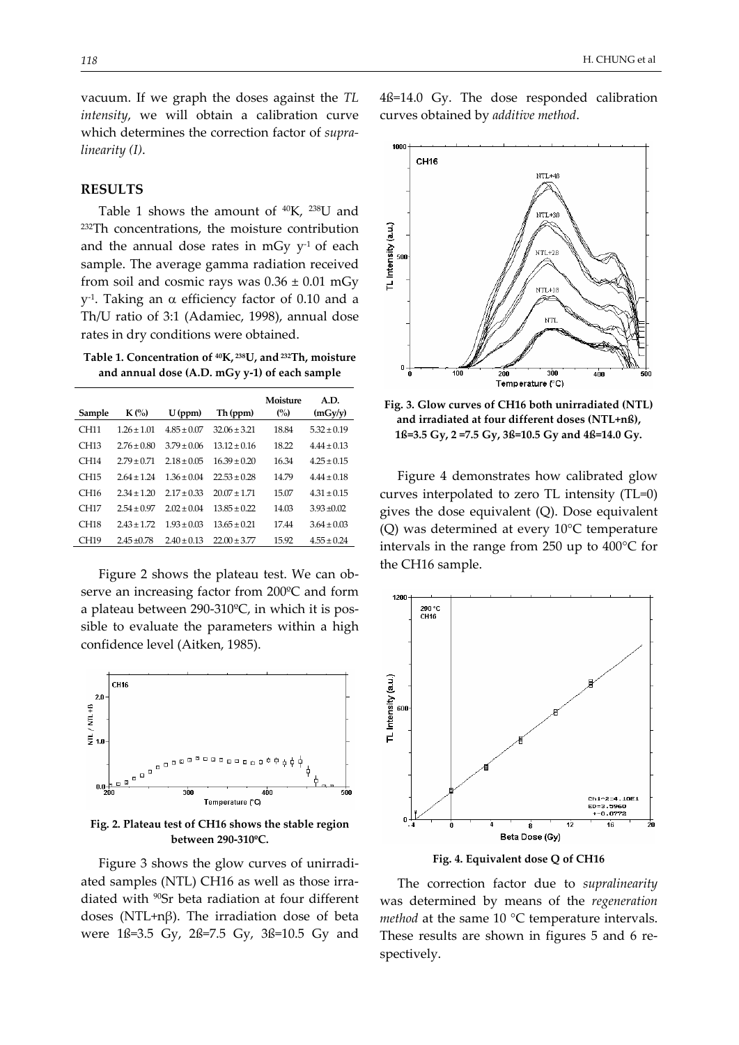vacuum. If we graph the doses against the *TL intensity*, we will obtain a calibration curve which determines the correction factor of *supra-linearity (I)*.

## RESULTS

Table 1 shows the amount of $^{40}K$, $^{238}U$ and $^{232}Th$ concentrations, the moisture contribution and the annual dose rates in mGy $y^{-1}$ of each sample. The average gamma radiation received from soil and cosmic rays was $0.36 \pm 0.01$ mGy $y^{-1}$. Taking an $\alpha$ efficiency factor of 0.10 and a Th/U ratio of 3:1 (Adamiec, 1998), annual dose rates in dry conditions were obtained.

**Table 1. Concentration of $^{40}K$, $^{238}U$, and $^{232}Th$, moisture and annual dose (A.D. mGy y-1) of each sample**

| Sample | K (%) | U (ppm) | Th (ppm) | Moisture (%) | A.D. (mGy/y) |
|---|---|---|---|---|---|
| CH11 | 1.26 ± 1.01 | 4.85 ± 0.07 | 32.06 ± 3.21 | 18.84 | 5.32 ± 0.19 |
| CH13 | 2.76 ± 0.80 | 3.79 ± 0.06 | 13.12 ± 0.16 | 18.22 | 4.44 ± 0.13 |
| CH14 | 2.79 ± 0.71 | 2.18 ± 0.05 | 16.39 ± 0.20 | 16.34 | 4.25 ± 0.15 |
| CH15 | 2.64 ± 1.24 | 1.36 ± 0.04 | 22.53 ± 0.28 | 14.79 | 4.44 ± 0.18 |
| CH16 | 2.34 ± 1.20 | 2.17 ± 0.33 | 20.07 ± 1.71 | 15.07 | 4.31 ± 0.15 |
| CH17 | 2.54 ± 0.97 | 2.02 ± 0.04 | 13.85 ± 0.22 | 14.03 | 3.93 ±0.02 |
| CH18 | 2.43 ± 1.72 | 1.93 ± 0.03 | 13.65 ± 0.21 | 17.44 | 3.64 ± 0.03 |
| CH19 | 2.45 ±0.78 | 2.40 ± 0.13 | 22.00 ± 3.77 | 15.92 | 4.55 ± 0.24 |

Figure 2 shows the plateau test. We can observe an increasing factor from 200ºC and form a plateau between 290-310ºC, in which it is possible to evaluate the parameters within a high confidence level (Aitken, 1985).

**Fig. 2. Plateau test of CH16 shows the stable region between 290-310ºC.**

Figure 3 shows the glow curves of unirradiated samples (NTL) CH16 as well as those irradiated with $^{90}Sr$ beta radiation at four different doses (NTL+nβ). The irradiation dose of beta were 1ß=3.5 Gy, 2ß=7.5 Gy, 3ß=10.5 Gy and 4ß=14.0 Gy. The dose responded calibration curves obtained by *additive method*.

**Fig. 3. Glow curves of CH16 both unirradiated (NTL) and irradiated at four different doses (NTL+nß), 1ß=3.5 Gy, 2 =7.5 Gy, 3ß=10.5 Gy and 4ß=14.0 Gy.**

Figure 4 demonstrates how calibrated glow curves interpolated to zero TL intensity (TL=0) gives the dose equivalent (Q). Dose equivalent (Q) was determined at every 10°C temperature intervals in the range from 250 up to 400°C for the CH16 sample.

**Fig. 4. Equivalent dose Q of CH16**

The correction factor due to *supralinearity* was determined by means of the *regeneration method* at the same 10 °C temperature intervals. These results are shown in figures 5 and 6 respectively.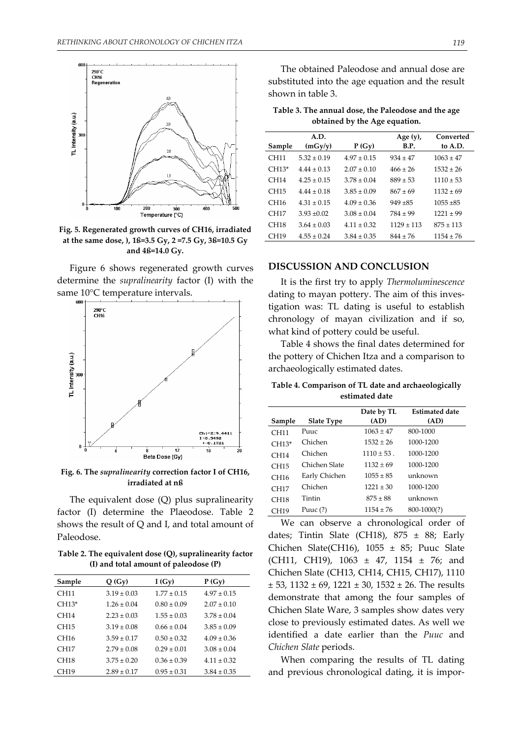**Fig. 5. Regenerated growth curves of CH16, irradiated at the same dose, ), 1ß=3.5 Gy, 2 =7.5 Gy, 3ß=10.5 Gy and 4ß=14.0 Gy.**

Figure 6 shows regenerated growth curves determine the *supralinearity* factor (I) with the same 10°C temperature intervals.

**Fig. 6. The *supralinearity* correction factor I of CH16, irradiated at nß**

The equivalent dose (Q) plus supralinearity factor (I) determine the Plaeodose. Table 2 shows the result of Q and I, and total amount of Paleodose.

**Table 2. The equivalent dose (Q), supralinearity factor (I) and total amount of paleodose (P)**

| Sample | Q (Gy) | I (Gy) | P (Gy) |
|---|---|---|---|
| CH11 | 3.19 ± 0.03 | 1.77 ± 0.15 | 4.97 ± 0.15 |
| CH13* | 1.26 ± 0.04 | 0.80 ± 0.09 | 2.07 ± 0.10 |
| CH14 | 2.23 ± 0.03 | 1.55 ± 0.03 | 3.78 ± 0.04 |
| CH15 | 3.19 ± 0.08 | 0.66 ± 0.04 | 3.85 ± 0.09 |
| CH16 | 3.59 ± 0.17 | 0.50 ± 0.32 | 4.09 ± 0.36 |
| CH17 | 2.79 ± 0.08 | 0.29 ± 0.01 | 3.08 ± 0.04 |
| CH18 | 3.75 ± 0.20 | 0.36 ± 0.39 | 4.11 ± 0.32 |
| CH19 | 2.89 ± 0.17 | 0.95 ± 0.31 | 3.84 ± 0.35 |

The obtained Paleodose and annual dose are substituted into the age equation and the result shown in table 3.

**Table 3. The annual dose, the Paleodose and the age obtained by the Age equation.**

| Sample | A.D. (mGy/y) | P (Gy) | Age (y), B.P. | Converted to A.D. |
|---|---|---|---|---|
| CH11 | 5.32 ± 0.19 | 4.97 ± 0.15 | 934 ± 47 | 1063 ± 47 |
| CH13* | 4.44 ± 0.13 | 2.07 ± 0.10 | 466 ± 26 | 1532 ± 26 |
| CH14 | 4.25 ± 0.15 | 3.78 ± 0.04 | 889 ± 53 | 1110 ± 53 |
| CH15 | 4.44 ± 0.18 | 3.85 ± 0.09 | 867 ± 69 | 1132 ± 69 |
| CH16 | 4.31 ± 0.15 | 4.09 ± 0.36 | 949 ±85 | 1055 ±85 |
| CH17 | 3.93 ±0.02 | 3.08 ± 0.04 | 784 ± 99 | 1221 ± 99 |
| CH18 | 3.64 ± 0.03 | 4.11 ± 0.32 | 1129 ± 113 | 875 ± 113 |
| CH19 | 4.55 ± 0.24 | 3.84 ± 0.35 | 844 ± 76 | 1154 ± 76 |

## DISCUSSION AND CONCLUSION

It is the first try to apply *Thermoluminescence* dating to mayan pottery. The aim of this investigation was: TL dating is useful to establish chronology of mayan civilization and if so, what kind of pottery could be useful.

Table 4 shows the final dates determined for the pottery of Chichen Itza and a comparison to archaeologically estimated dates.

**Table 4. Comparison of TL date and archaeologically estimated date**

| Sample | Slate Type | Date by TL (AD) | Estimated date (AD) |
|---|---|---|---|
| CH11 | Puuc | 1063 ± 47 | 800-1000 |
| CH13* | Chichen | 1532 ± 26 | 1000-1200 |
| CH14 | Chichen | 1110 ± 53 . | 1000-1200 |
| CH15 | Chichen Slate | 1132 ± 69 | 1000-1200 |
| CH16 | Early Chichen | 1055 ± 85 | unknown |
| CH17 | Chichen | 1221 ± 30 | 1000-1200 |
| CH18 | Tintin | 875 ± 88 | unknown |
| CH19 | Puuc (?) | 1154 ± 76 | 800-1000(?) |

We can observe a chronological order of dates; Tintin Slate (CH18), 875 ± 88; Early Chichen Slate(CH16), 1055 ± 85; Puuc Slate (CH11, CH19), 1063 ± 47, 1154 ± 76; and Chichen Slate (CH13, CH14, CH15, CH17), 1110 ± 53, 1132 ± 69, 1221 ± 30, 1532 ± 26. The results demonstrate that among the four samples of Chichen Slate Ware, 3 samples show dates very close to previously estimated dates. As well we identified a date earlier than the *Puuc* and *Chichen Slate* periods.

When comparing the results of TL dating and previous chronological dating, it is impor-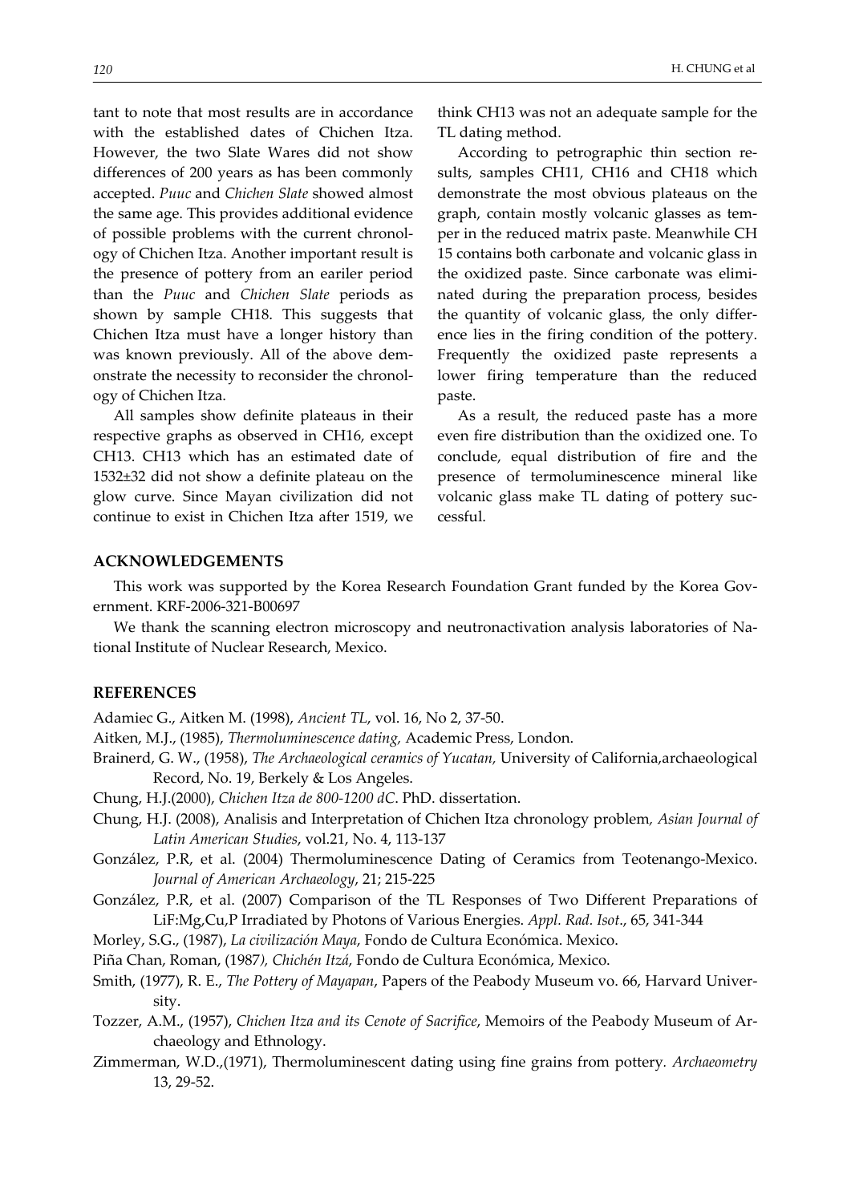tant to note that most results are in accordance with the established dates of Chichen Itza. However, the two Slate Wares did not show differences of 200 years as has been commonly accepted. *Puuc* and *Chichen Slate* showed almost the same age. This provides additional evidence of possible problems with the current chronology of Chichen Itza. Another important result is the presence of pottery from an eariler period than the *Puuc* and *Chichen Slate* periods as shown by sample CH18. This suggests that Chichen Itza must have a longer history than was known previously. All of the above demonstrate the necessity to reconsider the chronology of Chichen Itza.

All samples show definite plateaus in their respective graphs as observed in CH16, except CH13. CH13 which has an estimated date of 1532±32 did not show a definite plateau on the glow curve. Since Mayan civilization did not continue to exist in Chichen Itza after 1519, we think CH13 was not an adequate sample for the TL dating method.

According to petrographic thin section results, samples CH11, CH16 and CH18 which demonstrate the most obvious plateaus on the graph, contain mostly volcanic glasses as temper in the reduced matrix paste. Meanwhile CH 15 contains both carbonate and volcanic glass in the oxidized paste. Since carbonate was eliminated during the preparation process, besides the quantity of volcanic glass, the only difference lies in the firing condition of the pottery. Frequently the oxidized paste represents a lower firing temperature than the reduced paste.

As a result, the reduced paste has a more even fire distribution than the oxidized one. To conclude, equal distribution of fire and the presence of termoluminescence mineral like volcanic glass make TL dating of pottery successful.

## ACKNOWLEDGEMENTS

This work was supported by the Korea Research Foundation Grant funded by the Korea Government. KRF-2006-321-B00697

We thank the scanning electron microscopy and neutronactivation analysis laboratories of National Institute of Nuclear Research, Mexico.

## REFERENCES

Adamiec G., Aitken M. (1998), *Ancient TL*, vol. 16, No 2, 37-50.

Aitken, M.J., (1985), *Thermoluminescence dating,* Academic Press, London.

Brainerd, G. W., (1958), *The Archaeological ceramics of Yucatan,* University of California,archaeological Record, No. 19, Berkely & Los Angeles.

Chung, H.J.(2000), *Chichen Itza de 800-1200 dC*. PhD. dissertation.

Chung, H.J. (2008), Analisis and Interpretation of Chichen Itza chronology problem*, Asian Journal of Latin American Studies*, vol.21, No. 4, 113-137

González, P.R, et al. (2004) Thermoluminescence Dating of Ceramics from Teotenango-Mexico. *Journal of American Archaeology*, 21; 215-225

González, P.R, et al. (2007) Comparison of the TL Responses of Two Different Preparations of LiF:Mg,Cu,P Irradiated by Photons of Various Energies. *Appl. Rad. Isot*., 65, 341-344

Morley, S.G., (1987), *La civilización Maya*, Fondo de Cultura Económica. Mexico.

Piña Chan, Roman, (1987*), Chichén Itzá*, Fondo de Cultura Económica, Mexico.

Smith, (1977), R. E., *The Pottery of Mayapan*, Papers of the Peabody Museum vo. 66, Harvard University.

Tozzer, A.M., (1957), *Chichen Itza and its Cenote of Sacrifice*, Memoirs of the Peabody Museum of Archaeology and Ethnology.

Zimmerman, W.D.,(1971), Thermoluminescent dating using fine grains from pottery. *Archaeometry* 13, 29-52.